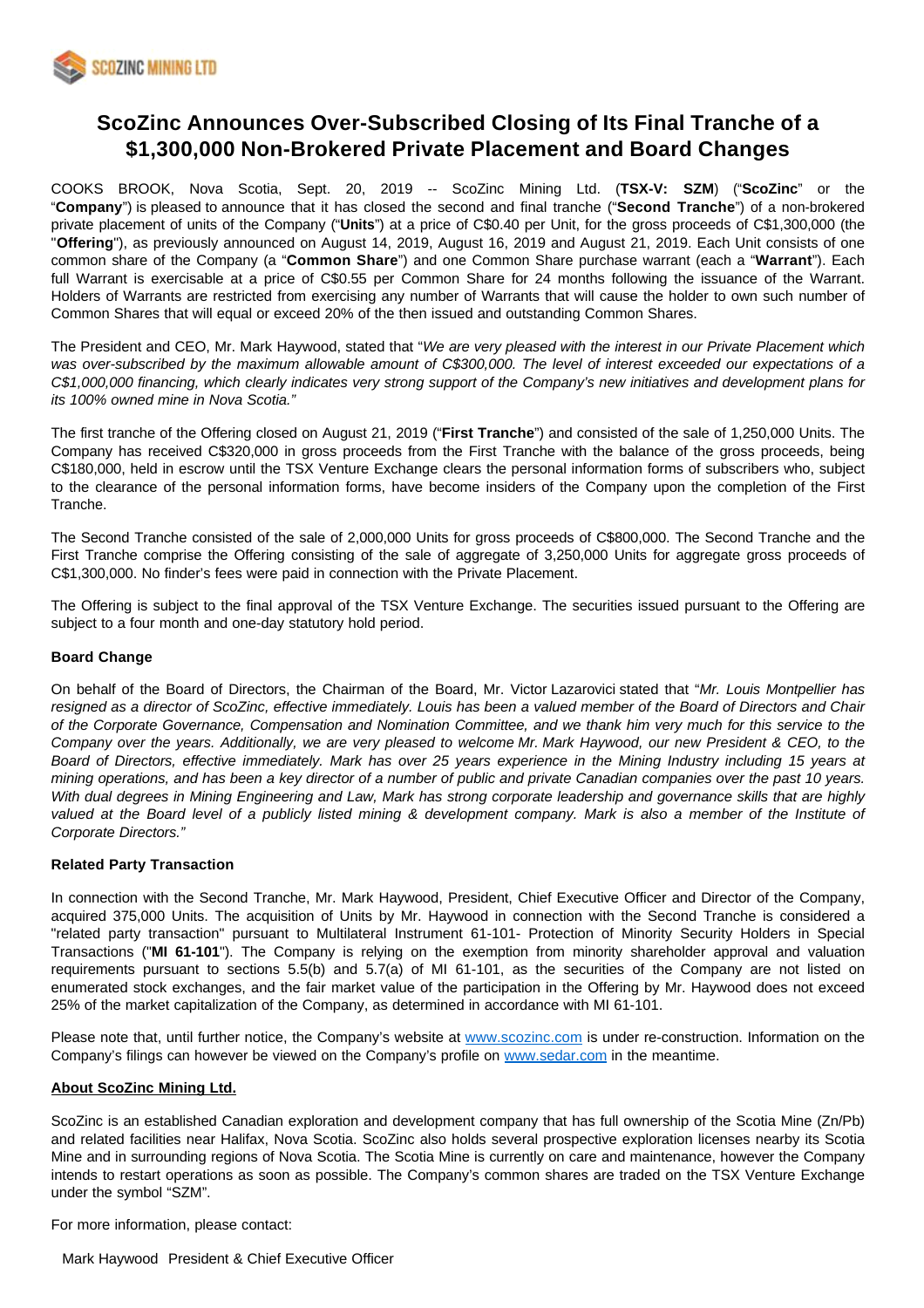# ScoZinc Announces Over-Subscribed Closing of Its Final Tranche of a $1,300,000 Non-Brokered Private Placement and Board Changes

COOKS BROOK, Nova Scotia, Sept. 20, 2019 -- ScoZinc Mining Ltd. (**TSX-V: SZM**) ("**ScoZinc**" or the "**Company**") is pleased to announce that it has closed the second and final tranche ("**Second Tranche**") of a non-brokered private placement of units of the Company ("**Units**") at a price of C$0.40 per Unit, for the gross proceeds of C$1,300,000 (the "**Offering**"), as previously announced on August 14, 2019, August 16, 2019 and August 21, 2019. Each Unit consists of one common share of the Company (a "**Common Share**") and one Common Share purchase warrant (each a "**Warrant**"). Each full Warrant is exercisable at a price of C$0.55 per Common Share for 24 months following the issuance of the Warrant. Holders of Warrants are restricted from exercising any number of Warrants that will cause the holder to own such number of Common Shares that will equal or exceed 20% of the then issued and outstanding Common Shares.

The President and CEO, Mr. Mark Haywood, stated that "*We are very pleased with the interest in our Private Placement which was over-subscribed by the maximum allowable amount of C$300,000. The level of interest exceeded our expectations of a C$1,000,000 financing, which clearly indicates very strong support of the Company's new initiatives and development plans for its 100% owned mine in Nova Scotia.*"

The first tranche of the Offering closed on August 21, 2019 ("**First Tranche**") and consisted of the sale of 1,250,000 Units. The Company has received C$320,000 in gross proceeds from the First Tranche with the balance of the gross proceeds, being C$180,000, held in escrow until the TSX Venture Exchange clears the personal information forms of subscribers who, subject to the clearance of the personal information forms, have become insiders of the Company upon the completion of the First Tranche.

The Second Tranche consisted of the sale of 2,000,000 Units for gross proceeds of C$800,000. The Second Tranche and the First Tranche comprise the Offering consisting of the sale of aggregate of 3,250,000 Units for aggregate gross proceeds of C$1,300,000. No finder's fees were paid in connection with the Private Placement.

The Offering is subject to the final approval of the TSX Venture Exchange. The securities issued pursuant to the Offering are subject to a four month and one-day statutory hold period.

**Board Change**

On behalf of the Board of Directors, the Chairman of the Board, Mr. Victor Lazarovici stated that "*Mr. Louis Montpellier has resigned as a director of ScoZinc, effective immediately. Louis has been a valued member of the Board of Directors and Chair of the Corporate Governance, Compensation and Nomination Committee, and we thank him very much for this service to the Company over the years. Additionally, we are very pleased to welcome Mr. Mark Haywood, our new President & CEO, to the Board of Directors, effective immediately. Mark has over 25 years experience in the Mining Industry including 15 years at mining operations, and has been a key director of a number of public and private Canadian companies over the past 10 years. With dual degrees in Mining Engineering and Law, Mark has strong corporate leadership and governance skills that are highly valued at the Board level of a publicly listed mining & development company. Mark is also a member of the Institute of Corporate Directors.*"

**Related Party Transaction**

In connection with the Second Tranche, Mr. Mark Haywood, President, Chief Executive Officer and Director of the Company, acquired 375,000 Units. The acquisition of Units by Mr. Haywood in connection with the Second Tranche is considered a "related party transaction" pursuant to Multilateral Instrument 61-101- Protection of Minority Security Holders in Special Transactions ("**MI 61-101**"). The Company is relying on the exemption from minority shareholder approval and valuation requirements pursuant to sections 5.5(b) and 5.7(a) of MI 61-101, as the securities of the Company are not listed on enumerated stock exchanges, and the fair market value of the participation in the Offering by Mr. Haywood does not exceed 25% of the market capitalization of the Company, as determined in accordance with MI 61-101.

Please note that, until further notice, the Company's website at www.scozinc.com is under re-construction. Information on the Company's filings can however be viewed on the Company's profile on www.sedar.com in the meantime.

**About ScoZinc Mining Ltd.**

ScoZinc is an established Canadian exploration and development company that has full ownership of the Scotia Mine (Zn/Pb) and related facilities near Halifax, Nova Scotia. ScoZinc also holds several prospective exploration licenses nearby its Scotia Mine and in surrounding regions of Nova Scotia. The Scotia Mine is currently on care and maintenance, however the Company intends to restart operations as soon as possible. The Company's common shares are traded on the TSX Venture Exchange under the symbol "SZM".

For more information, please contact:

Mark Haywood President & Chief Executive Officer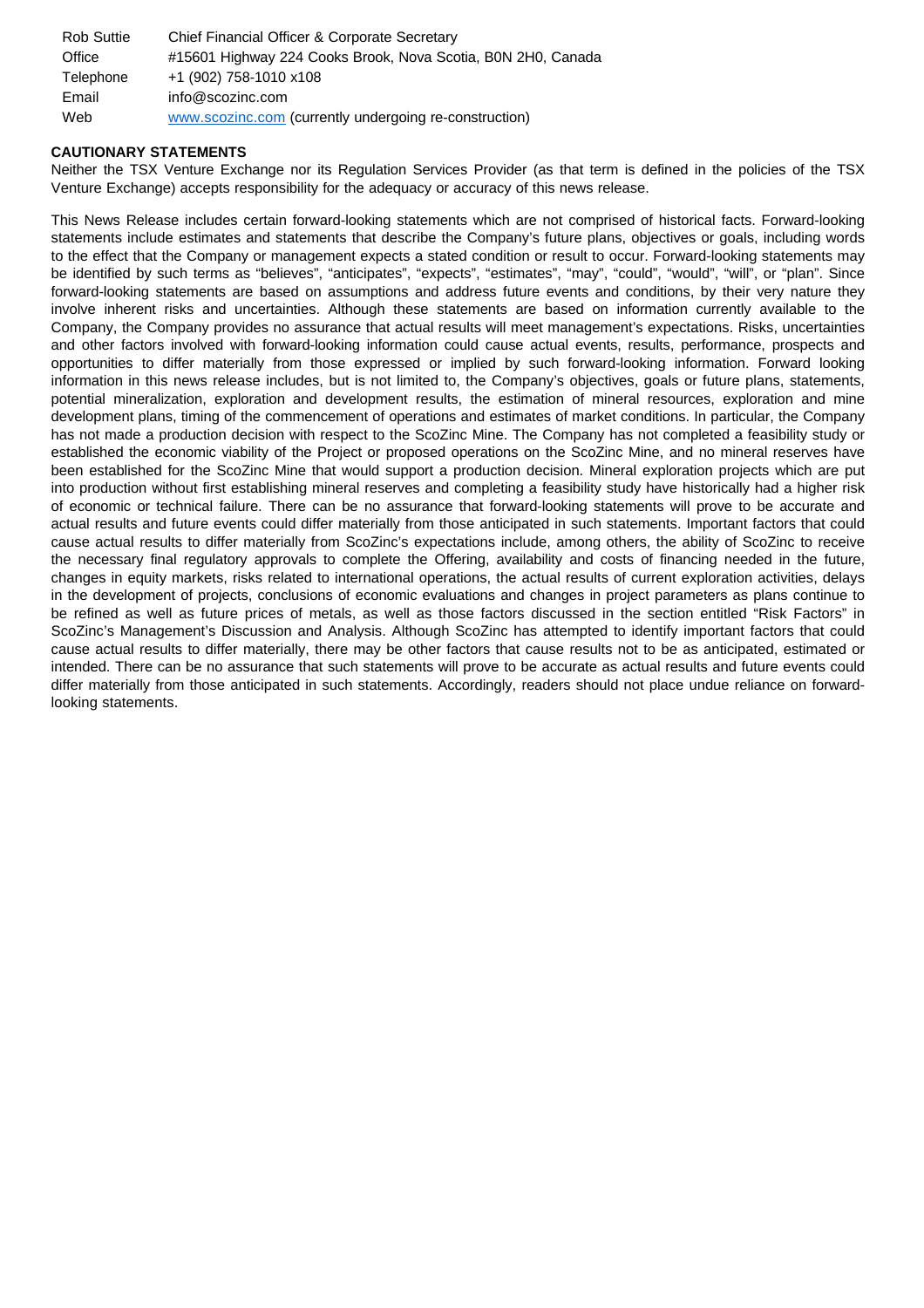| | |
|---|---|
| Rob Suttie | Chief Financial Officer & Corporate Secretary |
| Office | #15601 Highway 224 Cooks Brook, Nova Scotia, B0N 2H0, Canada |
| Telephone | +1 (902) 758-1010 x108 |
| Email | info@scozinc.com |
| Web | www.scozinc.com (currently undergoing re-construction) |

**CAUTIONARY STATEMENTS**

Neither the TSX Venture Exchange nor its Regulation Services Provider (as that term is defined in the policies of the TSX Venture Exchange) accepts responsibility for the adequacy or accuracy of this news release.

This News Release includes certain forward-looking statements which are not comprised of historical facts. Forward-looking statements include estimates and statements that describe the Company's future plans, objectives or goals, including words to the effect that the Company or management expects a stated condition or result to occur. Forward-looking statements may be identified by such terms as "believes", "anticipates", "expects", "estimates", "may", "could", "would", "will", or "plan". Since forward-looking statements are based on assumptions and address future events and conditions, by their very nature they involve inherent risks and uncertainties. Although these statements are based on information currently available to the Company, the Company provides no assurance that actual results will meet management's expectations. Risks, uncertainties and other factors involved with forward-looking information could cause actual events, results, performance, prospects and opportunities to differ materially from those expressed or implied by such forward-looking information. Forward looking information in this news release includes, but is not limited to, the Company's objectives, goals or future plans, statements, potential mineralization, exploration and development results, the estimation of mineral resources, exploration and mine development plans, timing of the commencement of operations and estimates of market conditions. In particular, the Company has not made a production decision with respect to the ScoZinc Mine. The Company has not completed a feasibility study or established the economic viability of the Project or proposed operations on the ScoZinc Mine, and no mineral reserves have been established for the ScoZinc Mine that would support a production decision. Mineral exploration projects which are put into production without first establishing mineral reserves and completing a feasibility study have historically had a higher risk of economic or technical failure. There can be no assurance that forward-looking statements will prove to be accurate and actual results and future events could differ materially from those anticipated in such statements. Important factors that could cause actual results to differ materially from ScoZinc's expectations include, among others, the ability of ScoZinc to receive the necessary final regulatory approvals to complete the Offering, availability and costs of financing needed in the future, changes in equity markets, risks related to international operations, the actual results of current exploration activities, delays in the development of projects, conclusions of economic evaluations and changes in project parameters as plans continue to be refined as well as future prices of metals, as well as those factors discussed in the section entitled "Risk Factors" in ScoZinc's Management's Discussion and Analysis. Although ScoZinc has attempted to identify important factors that could cause actual results to differ materially, there may be other factors that cause results not to be as anticipated, estimated or intended. There can be no assurance that such statements will prove to be accurate as actual results and future events could differ materially from those anticipated in such statements. Accordingly, readers should not place undue reliance on forward-looking statements.